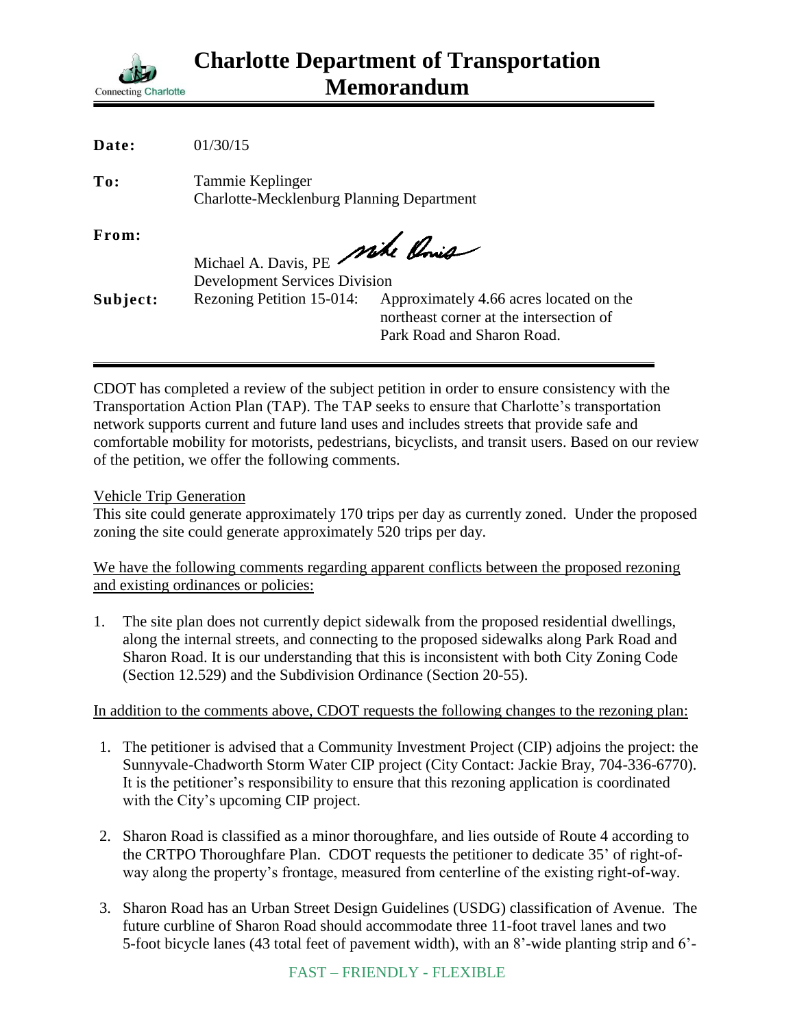# Charlotte Department of Transportation Memorandum

Connecting Charlotte

| | |
|---|---|
| **Date:** | 01/30/15 |
| **To:** | Tammie Keplinger<br>Charlotte-Mecklenburg Planning Department |
| **From:** | Michael A. Davis, PE<br>Development Services Division |
| **Subject:** | Rezoning Petition 15-014: Approximately 4.66 acres located on the northeast corner at the intersection of Park Road and Sharon Road. |

CDOT has completed a review of the subject petition in order to ensure consistency with the Transportation Action Plan (TAP). The TAP seeks to ensure that Charlotte's transportation network supports current and future land uses and includes streets that provide safe and comfortable mobility for motorists, pedestrians, bicyclists, and transit users. Based on our review of the petition, we offer the following comments.

Vehicle Trip Generation

This site could generate approximately 170 trips per day as currently zoned. Under the proposed zoning the site could generate approximately 520 trips per day.

We have the following comments regarding apparent conflicts between the proposed rezoning and existing ordinances or policies:

1. The site plan does not currently depict sidewalk from the proposed residential dwellings, along the internal streets, and connecting to the proposed sidewalks along Park Road and Sharon Road. It is our understanding that this is inconsistent with both City Zoning Code (Section 12.529) and the Subdivision Ordinance (Section 20-55).

In addition to the comments above, CDOT requests the following changes to the rezoning plan:

1. The petitioner is advised that a Community Investment Project (CIP) adjoins the project: the Sunnyvale-Chadworth Storm Water CIP project (City Contact: Jackie Bray, 704-336-6770). It is the petitioner's responsibility to ensure that this rezoning application is coordinated with the City's upcoming CIP project.

2. Sharon Road is classified as a minor thoroughfare, and lies outside of Route 4 according to the CRTPO Thoroughfare Plan. CDOT requests the petitioner to dedicate 35' of right-of-way along the property's frontage, measured from centerline of the existing right-of-way.

3. Sharon Road has an Urban Street Design Guidelines (USDG) classification of Avenue. The future curbline of Sharon Road should accommodate three 11-foot travel lanes and two 5-foot bicycle lanes (43 total feet of pavement width), with an 8'-wide planting strip and 6'-

FAST – FRIENDLY - FLEXIBLE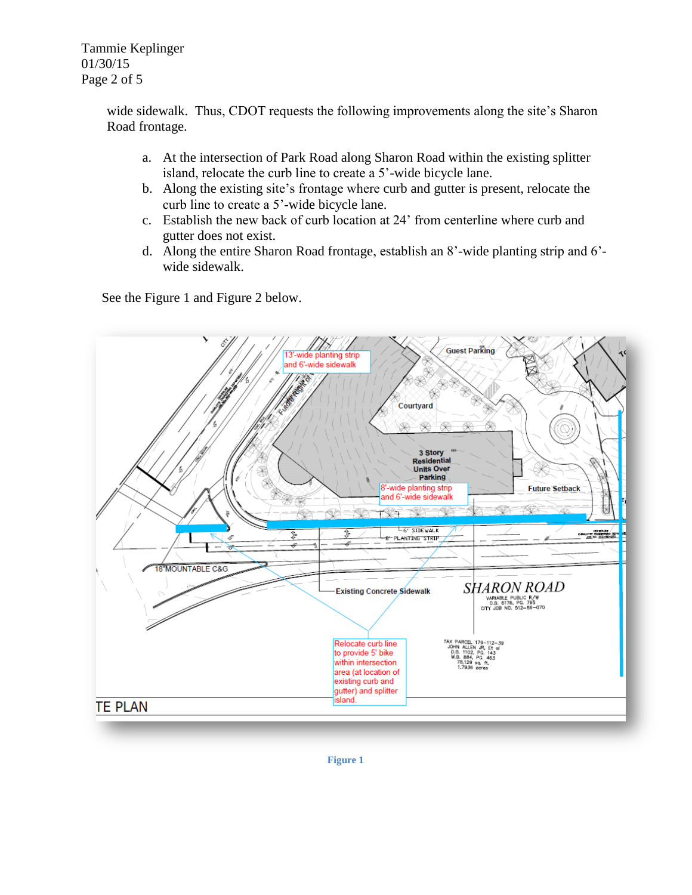wide sidewalk. Thus, CDOT requests the following improvements along the site's Sharon Road frontage.

a. At the intersection of Park Road along Sharon Road within the existing splitter island, relocate the curb line to create a 5'-wide bicycle lane.
b. Along the existing site's frontage where curb and gutter is present, relocate the curb line to create a 5'-wide bicycle lane.
c. Establish the new back of curb location at 24' from centerline where curb and gutter does not exist.
d. Along the entire Sharon Road frontage, establish an 8'-wide planting strip and 6'-wide sidewalk.

See the Figure 1 and Figure 2 below.

Figure 1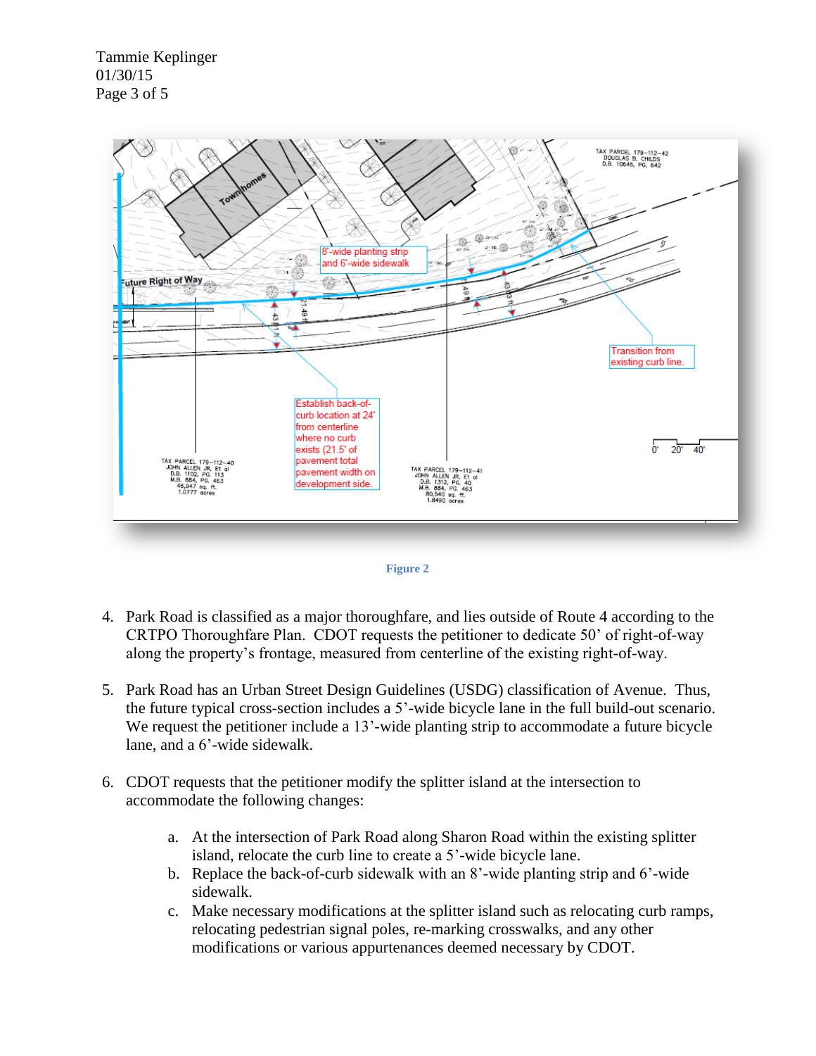Figure 2

4. Park Road is classified as a major thoroughfare, and lies outside of Route 4 according to the CRTPO Thoroughfare Plan. CDOT requests the petitioner to dedicate 50' of right-of-way along the property's frontage, measured from centerline of the existing right-of-way.

5. Park Road has an Urban Street Design Guidelines (USDG) classification of Avenue. Thus, the future typical cross-section includes a 5'-wide bicycle lane in the full build-out scenario. We request the petitioner include a 13'-wide planting strip to accommodate a future bicycle lane, and a 6'-wide sidewalk.

6. CDOT requests that the petitioner modify the splitter island at the intersection to accommodate the following changes:

   a. At the intersection of Park Road along Sharon Road within the existing splitter island, relocate the curb line to create a 5'-wide bicycle lane.
   b. Replace the back-of-curb sidewalk with an 8'-wide planting strip and 6'-wide sidewalk.
   c. Make necessary modifications at the splitter island such as relocating curb ramps, relocating pedestrian signal poles, re-marking crosswalks, and any other modifications or various appurtenances deemed necessary by CDOT.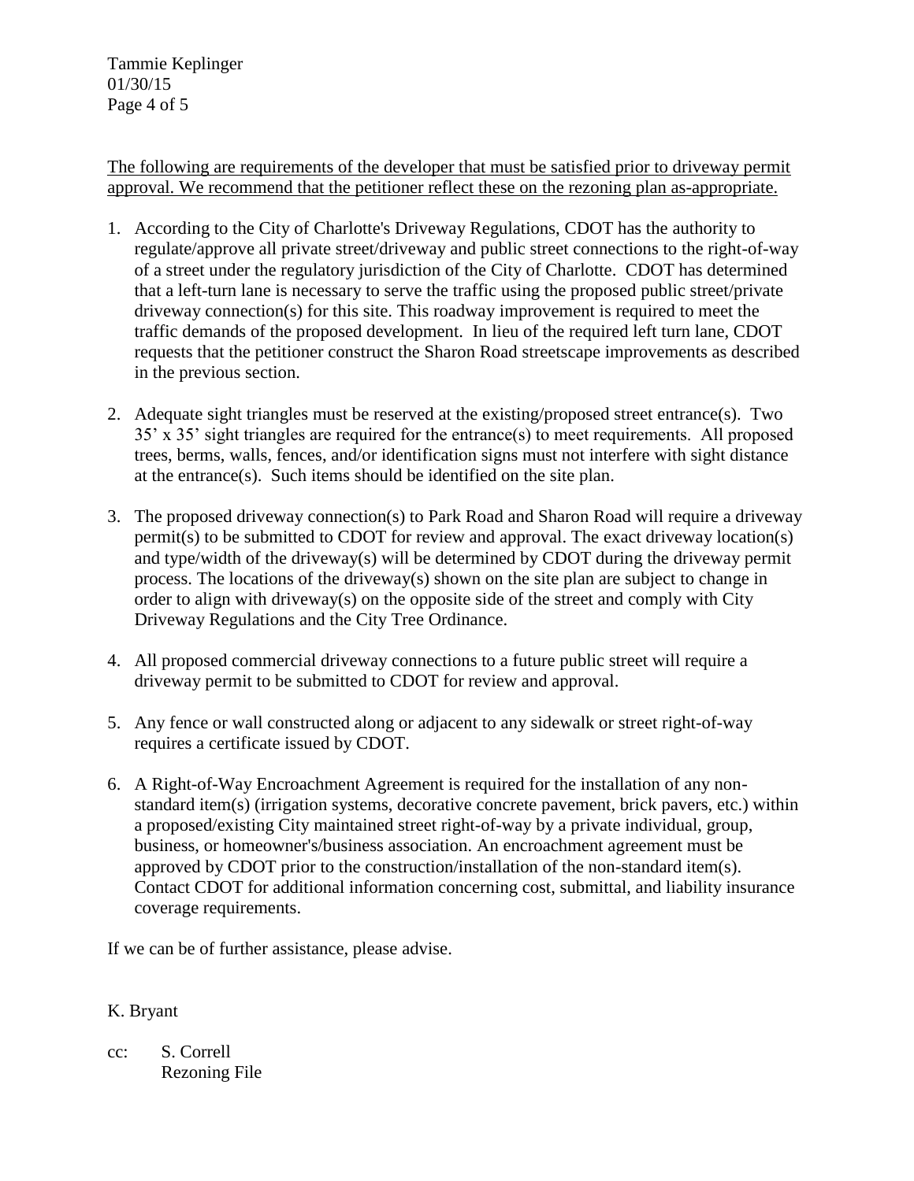The following are requirements of the developer that must be satisfied prior to driveway permit approval. We recommend that the petitioner reflect these on the rezoning plan as-appropriate.

1. According to the City of Charlotte's Driveway Regulations, CDOT has the authority to regulate/approve all private street/driveway and public street connections to the right-of-way of a street under the regulatory jurisdiction of the City of Charlotte. CDOT has determined that a left-turn lane is necessary to serve the traffic using the proposed public street/private driveway connection(s) for this site. This roadway improvement is required to meet the traffic demands of the proposed development. In lieu of the required left turn lane, CDOT requests that the petitioner construct the Sharon Road streetscape improvements as described in the previous section.

2. Adequate sight triangles must be reserved at the existing/proposed street entrance(s). Two 35' x 35' sight triangles are required for the entrance(s) to meet requirements. All proposed trees, berms, walls, fences, and/or identification signs must not interfere with sight distance at the entrance(s). Such items should be identified on the site plan.

3. The proposed driveway connection(s) to Park Road and Sharon Road will require a driveway permit(s) to be submitted to CDOT for review and approval. The exact driveway location(s) and type/width of the driveway(s) will be determined by CDOT during the driveway permit process. The locations of the driveway(s) shown on the site plan are subject to change in order to align with driveway(s) on the opposite side of the street and comply with City Driveway Regulations and the City Tree Ordinance.

4. All proposed commercial driveway connections to a future public street will require a driveway permit to be submitted to CDOT for review and approval.

5. Any fence or wall constructed along or adjacent to any sidewalk or street right-of-way requires a certificate issued by CDOT.

6. A Right-of-Way Encroachment Agreement is required for the installation of any non-standard item(s) (irrigation systems, decorative concrete pavement, brick pavers, etc.) within a proposed/existing City maintained street right-of-way by a private individual, group, business, or homeowner's/business association. An encroachment agreement must be approved by CDOT prior to the construction/installation of the non-standard item(s). Contact CDOT for additional information concerning cost, submittal, and liability insurance coverage requirements.

If we can be of further assistance, please advise.

K. Bryant

cc: S. Correll
Rezoning File